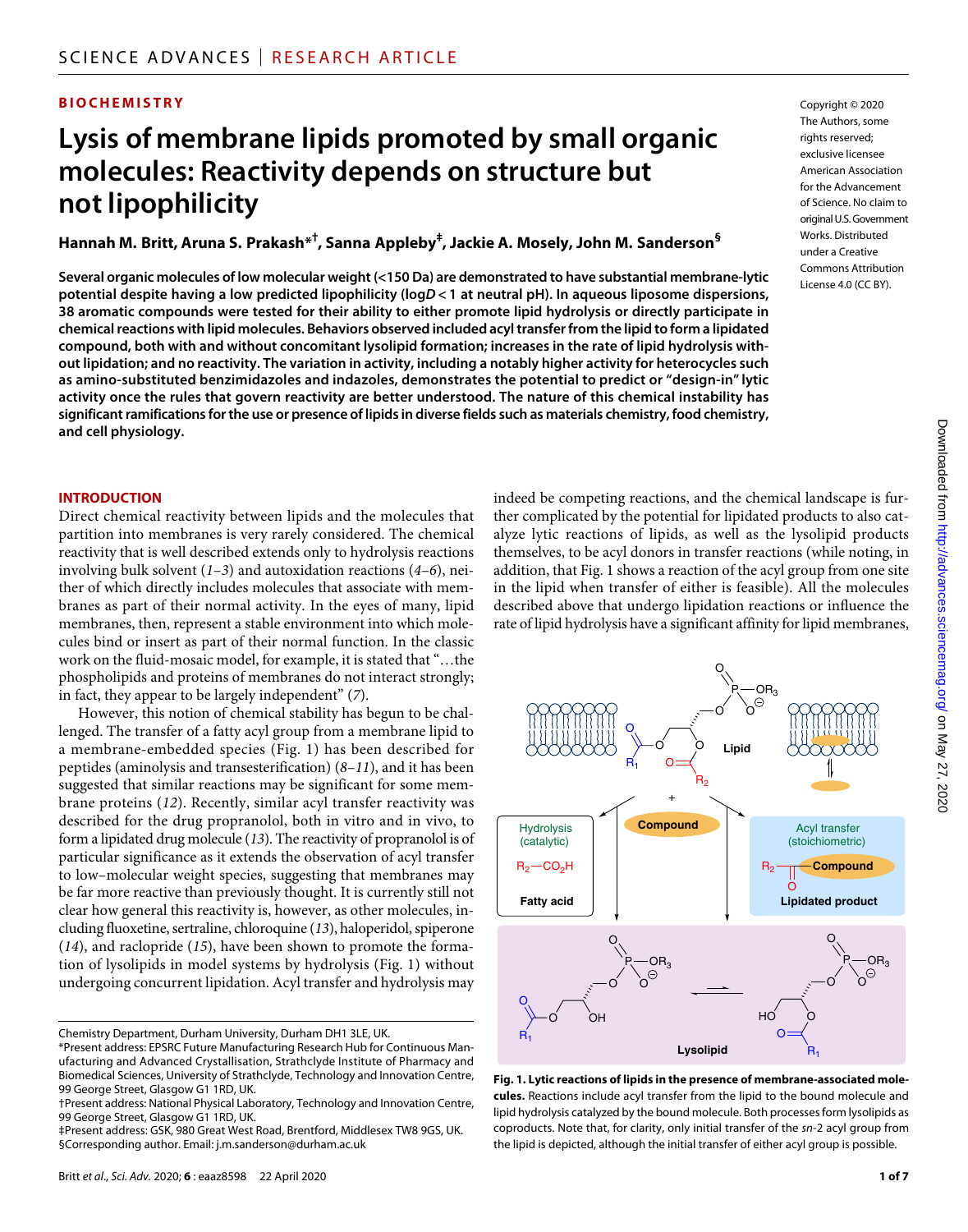BIOCHEMISTRY

# Lysis of membrane lipids promoted by small organic molecules: Reactivity depends on structure but not lipophilicity

**Hannah M. Britt, Aruna S. Prakash*[†], Sanna Appleby[‡], Jackie A. Mosely, John M. Sanderson[§]**

Copyright © 2020 The Authors, some rights reserved; exclusive licensee American Association for the Advancement of Science. No claim to original U.S. Government Works. Distributed under a Creative Commons Attribution License 4.0 (CC BY).

**Several organic molecules of low molecular weight (<150 Da) are demonstrated to have substantial membrane-lytic potential despite having a low predicted lipophilicity (log*D* < 1 at neutral pH). In aqueous liposome dispersions, 38 aromatic compounds were tested for their ability to either promote lipid hydrolysis or directly participate in chemical reactions with lipid molecules. Behaviors observed included acyl transfer from the lipid to form a lipidated compound, both with and without concomitant lysolipid formation; increases in the rate of lipid hydrolysis without lipidation; and no reactivity. The variation in activity, including a notably higher activity for heterocycles such as amino-substituted benzimidazoles and indazoles, demonstrates the potential to predict or "design-in" lytic activity once the rules that govern reactivity are better understood. The nature of this chemical instability has significant ramifications for the use or presence of lipids in diverse fields such as materials chemistry, food chemistry, and cell physiology.**

## INTRODUCTION

Direct chemical reactivity between lipids and the molecules that partition into membranes is very rarely considered. The chemical reactivity that is well described extends only to hydrolysis reactions involving bulk solvent (*1*–*3*) and autoxidation reactions (*4*–*6*), neither of which directly includes molecules that associate with membranes as part of their normal activity. In the eyes of many, lipid membranes, then, represent a stable environment into which molecules bind or insert as part of their normal function. In the classic work on the fluid-mosaic model, for example, it is stated that "…the phospholipids and proteins of membranes do not interact strongly; in fact, they appear to be largely independent" (*7*).

However, this notion of chemical stability has begun to be challenged. The transfer of a fatty acyl group from a membrane lipid to a membrane-embedded species (Fig. 1) has been described for peptides (aminolysis and transesterification) (*8*–*11*), and it has been suggested that similar reactions may be significant for some membrane proteins (*12*). Recently, similar acyl transfer reactivity was described for the drug propranolol, both in vitro and in vivo, to form a lipidated drug molecule (*13*). The reactivity of propranolol is of particular significance as it extends the observation of acyl transfer to low–molecular weight species, suggesting that membranes may be far more reactive than previously thought. It is currently still not clear how general this reactivity is, however, as other molecules, including fluoxetine, sertraline, chloroquine (*13*), haloperidol, spiperone (*14*), and raclopride (*15*), have been shown to promote the formation of lysolipids in model systems by hydrolysis (Fig. 1) without undergoing concurrent lipidation. Acyl transfer and hydrolysis may indeed be competing reactions, and the chemical landscape is further complicated by the potential for lipidated products to also catalyze lytic reactions of lipids, as well as the lysolipid products themselves, to be acyl donors in transfer reactions (while noting, in addition, that Fig. 1 shows a reaction of the acyl group from one site in the lipid when transfer of either is feasible). All the molecules described above that undergo lipidation reactions or influence the rate of lipid hydrolysis have a significant affinity for lipid membranes,

**Fig. 1. Lytic reactions of lipids in the presence of membrane-associated molecules.** Reactions include acyl transfer from the lipid to the bound molecule and lipid hydrolysis catalyzed by the bound molecule. Both processes form lysolipids as coproducts. Note that, for clarity, only initial transfer of the *sn*-2 acyl group from the lipid is depicted, although the initial transfer of either acyl group is possible.

Chemistry Department, Durham University, Durham DH1 3LE, UK.
*Present address: EPSRC Future Manufacturing Research Hub for Continuous Manufacturing and Advanced Crystallisation, Strathclyde Institute of Pharmacy and Biomedical Sciences, University of Strathclyde, Technology and Innovation Centre, 99 George Street, Glasgow G1 1RD, UK.
†Present address: National Physical Laboratory, Technology and Innovation Centre, 99 George Street, Glasgow G1 1RD, UK.
‡Present address: GSK, 980 Great West Road, Brentford, Middlesex TW8 9GS, UK.
§Corresponding author. Email: j.m.sanderson@durham.ac.uk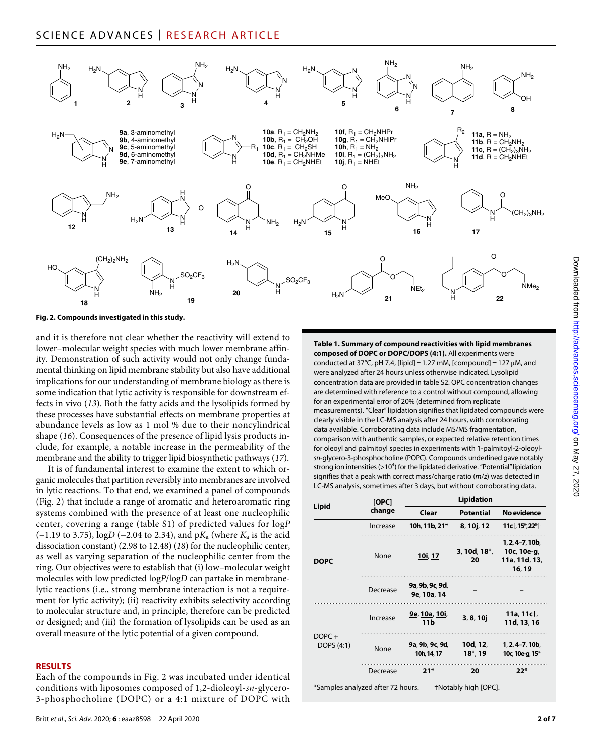**Fig. 2. Compounds investigated in this study.**

and it is therefore not clear whether the reactivity will extend to lower–molecular weight species with much lower membrane affinity. Demonstration of such activity would not only change fundamental thinking on lipid membrane stability but also have additional implications for our understanding of membrane biology as there is some indication that lytic activity is responsible for downstream effects in vivo (*13*). Both the fatty acids and the lysolipids formed by these processes have substantial effects on membrane properties at abundance levels as low as 1 mol % due to their noncylindrical shape (*16*). Consequences of the presence of lipid lysis products include, for example, a notable increase in the permeability of the membrane and the ability to trigger lipid biosynthetic pathways (*17*).

It is of fundamental interest to examine the extent to which organic molecules that partition reversibly into membranes are involved in lytic reactions. To that end, we examined a panel of compounds (Fig. 2) that include a range of aromatic and heteroaromatic ring systems combined with the presence of at least one nucleophilic center, covering a range (table S1) of predicted values for log*P* (−1.19 to 3.75), log*D* (−2.04 to 2.34), and p$K_a$ (where $K_a$ is the acid dissociation constant) (2.98 to 12.48) (*18*) for the nucleophilic center, as well as varying separation of the nucleophilic center from the ring. Our objectives were to establish that (i) low–molecular weight molecules with low predicted log*P*/log*D* can partake in membrane-lytic reactions (i.e., strong membrane interaction is not a requirement for lytic activity); (ii) reactivity exhibits selectivity according to molecular structure and, in principle, therefore can be predicted or designed; and (iii) the formation of lysolipids can be used as an overall measure of the lytic potential of a given compound.

## RESULTS

Each of the compounds in Fig. 2 was incubated under identical conditions with liposomes composed of 1,2-dioleoyl-*sn*-glycero-3-phosphocholine (DOPC) or a 4:1 mixture of DOPC with

**Table 1. Summary of compound reactivities with lipid membranes composed of DOPC or DOPC/DOPS (4:1).** All experiments were conducted at 37°C, pH 7.4, [lipid] = 1.27 mM, [compound] = 127 μM, and were analyzed after 24 hours unless otherwise indicated. Lysolipid concentration data are provided in table S2. OPC concentration changes are determined with reference to a control without compound, allowing for an experimental error of 20% (determined from replicate measurements). "Clear" lipidation signifies that lipidated compounds were clearly visible in the LC-MS analysis after 24 hours, with corroborating data available. Corroborating data include MS/MS fragmentation, comparison with authentic samples, or expected relative retention times for oleoyl and palmitoyl species in experiments with 1-palmitoyl-2-oleoyl-*sn*-glycero-3-phosphocholine (POPC). Compounds underlined gave notably strong ion intensities (>10[4]) for the lipidated derivative. "Potential" lipidation signifies that a peak with correct mass/charge ratio (*m*/*z*) was detected in LC-MS analysis, sometimes after 3 days, but without corroborating data.

| Lipid | [OPC] change | Lipidation | | |
|---|---|---|---|---|
| | | Clear | Potential | No evidence |
| DOPC | Increase | <u>10h</u>, 11b, 21* | 8, 10j, 12 | 11c†, 15*, 22*† |
| | None | <u>10i</u>, <u>17</u> | 3, 10d, 18*, 20 | 1, 2, 4–7, 10b, 10c, 10e-g, 11a, 11d, 13, 16, 19 |
| | Decrease | <u>9a</u>, <u>9b</u>, <u>9c</u>, <u>9d</u>, <u>9e</u>, <u>10a</u>, 14 | – | – |
| DOPC + DOPS (4:1) | Increase | <u>9e</u>, <u>10a</u>, <u>10i</u>, 11b | 3, 8, 10j | 11a, 11c†, 11d, 13, 16 |
| | None | <u>9a</u>, <u>9b</u>, <u>9c</u>, <u>9d</u>, <u>10h</u>, 14, 17 | 10d, 12, 18*, 19 | 1, 2, 4–7, 10b, 10c, 10e-g, 15* |
| | Decrease | 21* | 20 | 22* |

*Samples analyzed after 72 hours. †Notably high [OPC].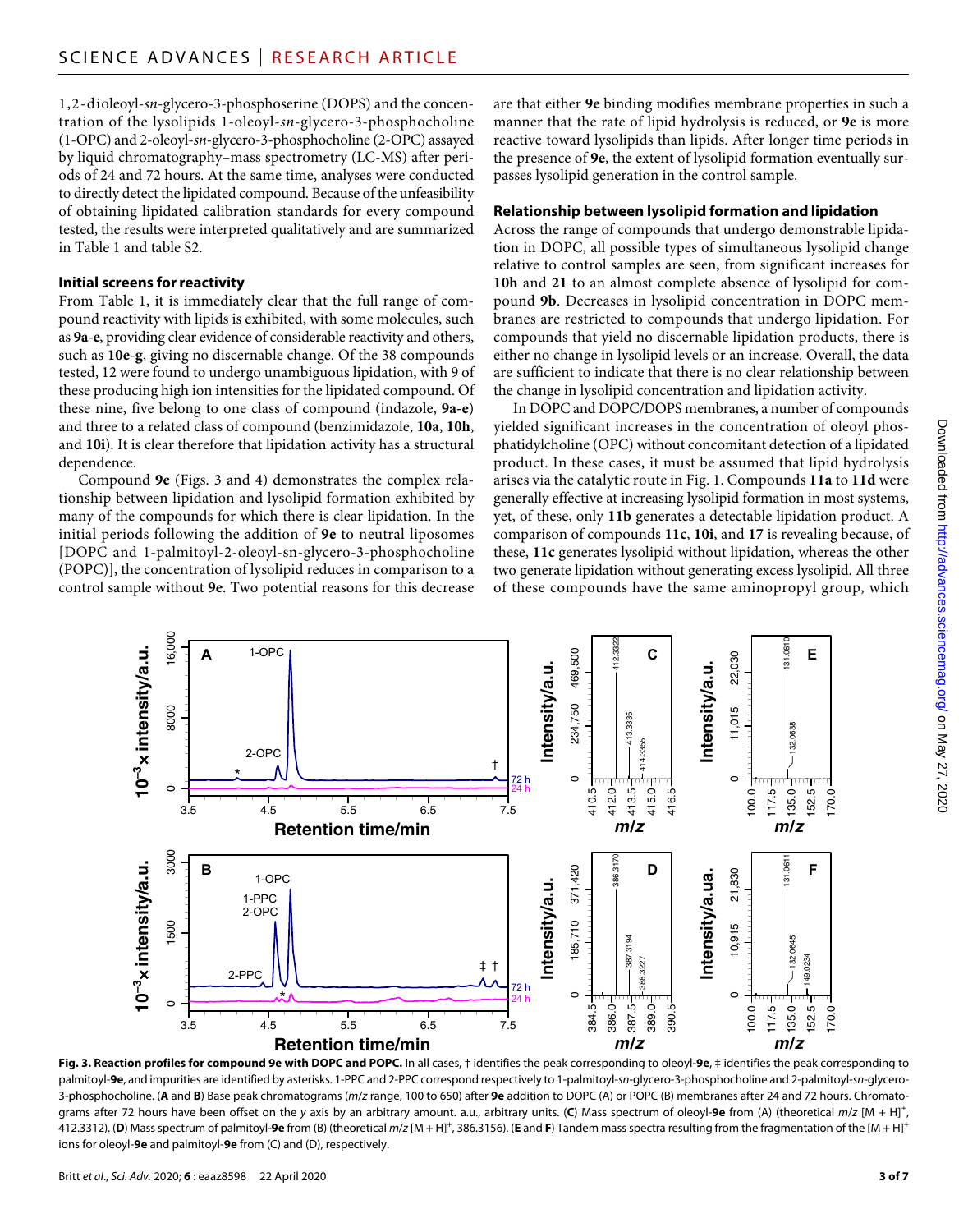1,2-dioleoyl-*sn*-glycero-3-phosphoserine (DOPS) and the concentration of the lysolipids 1-oleoyl-*sn*-glycero-3-phosphocholine (1-OPC) and 2-oleoyl-*sn*-glycero-3-phosphocholine (2-OPC) assayed by liquid chromatography–mass spectrometry (LC-MS) after periods of 24 and 72 hours. At the same time, analyses were conducted to directly detect the lipidated compound. Because of the unfeasibility of obtaining lipidated calibration standards for every compound tested, the results were interpreted qualitatively and are summarized in Table 1 and table S2.

### Initial screens for reactivity

From Table 1, it is immediately clear that the full range of compound reactivity with lipids is exhibited, with some molecules, such as **9a-e**, providing clear evidence of considerable reactivity and others, such as **10e-g**, giving no discernable change. Of the 38 compounds tested, 12 were found to undergo unambiguous lipidation, with 9 of these producing high ion intensities for the lipidated compound. Of these nine, five belong to one class of compound (indazole, **9a-e**) and three to a related class of compound (benzimidazole, **10a**, **10h**, and **10i**). It is clear therefore that lipidation activity has a structural dependence.

Compound **9e** (Figs. 3 and 4) demonstrates the complex relationship between lipidation and lysolipid formation exhibited by many of the compounds for which there is clear lipidation. In the initial periods following the addition of **9e** to neutral liposomes [DOPC and 1-palmitoyl-2-oleoyl-sn-glycero-3-phosphocholine (POPC)], the concentration of lysolipid reduces in comparison to a control sample without **9e**. Two potential reasons for this decrease are that either **9e** binding modifies membrane properties in such a manner that the rate of lipid hydrolysis is reduced, or **9e** is more reactive toward lysolipids than lipids. After longer time periods in the presence of **9e**, the extent of lysolipid formation eventually surpasses lysolipid generation in the control sample.

### Relationship between lysolipid formation and lipidation

Across the range of compounds that undergo demonstrable lipidation in DOPC, all possible types of simultaneous lysolipid change relative to control samples are seen, from significant increases for **10h** and **21** to an almost complete absence of lysolipid for compound **9b**. Decreases in lysolipid concentration in DOPC membranes are restricted to compounds that undergo lipidation. For compounds that yield no discernable lipidation products, there is either no change in lysolipid levels or an increase. Overall, the data are sufficient to indicate that there is no clear relationship between the change in lysolipid concentration and lipidation activity.

In DOPC and DOPC/DOPS membranes, a number of compounds yielded significant increases in the concentration of oleoyl phosphatidylcholine (OPC) without concomitant detection of a lipidated product. In these cases, it must be assumed that lipid hydrolysis arises via the catalytic route in Fig. 1. Compounds **11a** to **11d** were generally effective at increasing lysolipid formation in most systems, yet, of these, only **11b** generates a detectable lipidation product. A comparison of compounds **11c**, **10i**, and **17** is revealing because, of these, **11c** generates lysolipid without lipidation, whereas the other two generate lipidation without generating excess lysolipid. All three of these compounds have the same aminopropyl group, which

**Fig. 3. Reaction profiles for compound 9e with DOPC and POPC.** In all cases, † identifies the peak corresponding to oleoyl-**9e**, ‡ identifies the peak corresponding to palmitoyl-**9e**, and impurities are identified by asterisks. 1-PPC and 2-PPC correspond respectively to 1-palmitoyl-*sn*-glycero-3-phosphocholine and 2-palmitoyl-*sn*-glycero-3-phosphocholine. (**A** and **B**) Base peak chromatograms (*m/z* range, 100 to 650) after **9e** addition to DOPC (A) or POPC (B) membranes after 24 and 72 hours. Chromatograms after 72 hours have been offset on the *y* axis by an arbitrary amount. a.u., arbitrary units. (**C**) Mass spectrum of oleoyl-**9e** from (A) (theoretical *m/z* $[M + H]^+$, 412.3312). (**D**) Mass spectrum of palmitoyl-**9e** from (B) (theoretical *m/z* $[M + H]^+$, 386.3156). (**E** and **F**) Tandem mass spectra resulting from the fragmentation of the $[M + H]^+$ ions for oleoyl-**9e** and palmitoyl-**9e** from (C) and (D), respectively.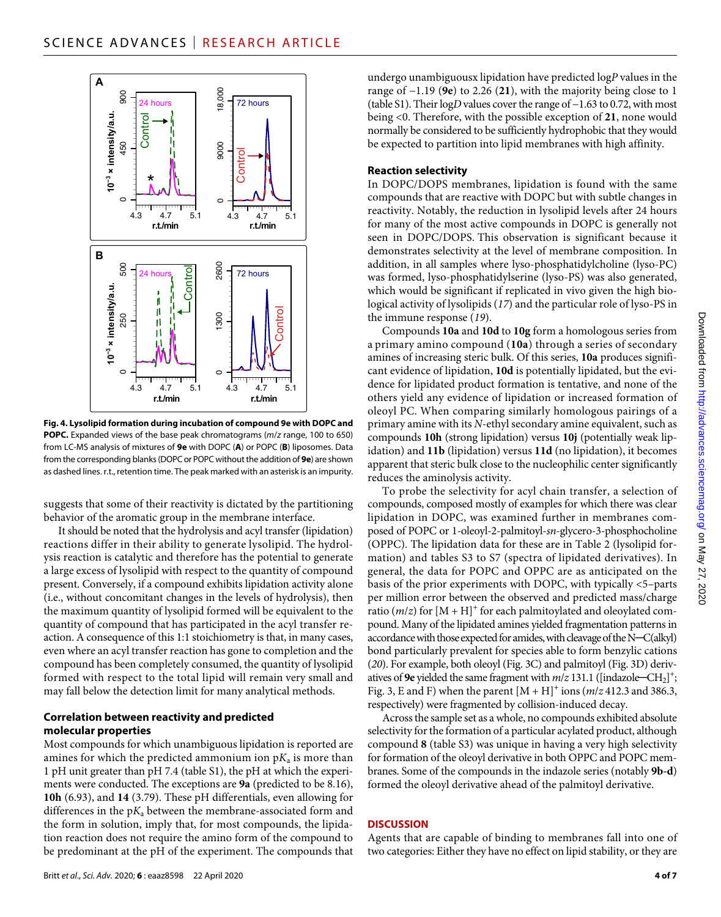**Fig. 4. Lysolipid formation during incubation of compound 9e with DOPC and POPC.** Expanded views of the base peak chromatograms (*m/z* range, 100 to 650) from LC-MS analysis of mixtures of **9e** with DOPC (**A**) or POPC (**B**) liposomes. Data from the corresponding blanks (DOPC or POPC without the addition of **9e**) are shown as dashed lines. r.t., retention time. The peak marked with an asterisk is an impurity.

suggests that some of their reactivity is dictated by the partitioning behavior of the aromatic group in the membrane interface.

It should be noted that the hydrolysis and acyl transfer (lipidation) reactions differ in their ability to generate lysolipid. The hydrolysis reaction is catalytic and therefore has the potential to generate a large excess of lysolipid with respect to the quantity of compound present. Conversely, if a compound exhibits lipidation activity alone (i.e., without concomitant changes in the levels of hydrolysis), then the maximum quantity of lysolipid formed will be equivalent to the quantity of compound that has participated in the acyl transfer reaction. A consequence of this 1:1 stoichiometry is that, in many cases, even where an acyl transfer reaction has gone to completion and the compound has been completely consumed, the quantity of lysolipid formed with respect to the total lipid will remain very small and may fall below the detection limit for many analytical methods.

### Correlation between reactivity and predicted molecular properties

Most compounds for which unambiguous lipidation is reported are amines for which the predicted ammonium ion $pK_a$ is more than 1 pH unit greater than pH 7.4 (table S1), the pH at which the experiments were conducted. The exceptions are **9a** (predicted to be 8.16), **10h** (6.93), and **14** (3.79). These pH differentials, even allowing for differences in the $pK_a$ between the membrane-associated form and the form in solution, imply that, for most compounds, the lipidation reaction does not require the amino form of the compound to be predominant at the pH of the experiment. The compounds that undergo unambiguousx lipidation have predicted log*P* values in the range of −1.19 (**9e**) to 2.26 (**21**), with the majority being close to 1 (table S1). Their log*D* values cover the range of −1.63 to 0.72, with most being <0. Therefore, with the possible exception of **21**, none would normally be considered to be sufficiently hydrophobic that they would be expected to partition into lipid membranes with high affinity.

### Reaction selectivity

In DOPC/DOPS membranes, lipidation is found with the same compounds that are reactive with DOPC but with subtle changes in reactivity. Notably, the reduction in lysolipid levels after 24 hours for many of the most active compounds in DOPC is generally not seen in DOPC/DOPS. This observation is significant because it demonstrates selectivity at the level of membrane composition. In addition, in all samples where lyso-phosphatidylcholine (lyso-PC) was formed, lyso-phosphatidylserine (lyso-PS) was also generated, which would be significant if replicated in vivo given the high biological activity of lysolipids (*17*) and the particular role of lyso-PS in the immune response (*19*).

Compounds **10a** and **10d** to **10g** form a homologous series from a primary amino compound (**10a**) through a series of secondary amines of increasing steric bulk. Of this series, **10a** produces significant evidence of lipidation, **10d** is potentially lipidated, but the evidence for lipidated product formation is tentative, and none of the others yield any evidence of lipidation or increased formation of oleoyl PC. When comparing similarly homologous pairings of a primary amine with its *N*-ethyl secondary amine equivalent, such as compounds **10h** (strong lipidation) versus **10j** (potentially weak lipidation) and **11b** (lipidation) versus **11d** (no lipidation), it becomes apparent that steric bulk close to the nucleophilic center significantly reduces the aminolysis activity.

To probe the selectivity for acyl chain transfer, a selection of compounds, composed mostly of examples for which there was clear lipidation in DOPC, was examined further in membranes composed of POPC or 1-oleoyl-2-palmitoyl-*sn*-glycero-3-phosphocholine (OPPC). The lipidation data for these are in Table 2 (lysolipid formation) and tables S3 to S7 (spectra of lipidated derivatives). In general, the data for POPC and OPPC are as anticipated on the basis of the prior experiments with DOPC, with typically <5–parts per million error between the observed and predicted mass/charge ratio (*m/z*) for $[M + H]^+$ for each palmitoylated and oleoylated compound. Many of the lipidated amines yielded fragmentation patterns in accordance with those expected for amides, with cleavage of the N─C(alkyl) bond particularly prevalent for species able to form benzylic cations (*20*). For example, both oleoyl (Fig. 3C) and palmitoyl (Fig. 3D) derivatives of **9e** yielded the same fragment with *m/z* 131.1 ($[\text{indazole}─CH_2]^+$; Fig. 3, E and F) when the parent $[M + H]^+$ ions (*m/z* 412.3 and 386.3, respectively) were fragmented by collision-induced decay.

Across the sample set as a whole, no compounds exhibited absolute selectivity for the formation of a particular acylated product, although compound **8** (table S3) was unique in having a very high selectivity for formation of the oleoyl derivative in both OPPC and POPC membranes. Some of the compounds in the indazole series (notably **9b-d**) formed the oleoyl derivative ahead of the palmitoyl derivative.

## DISCUSSION

Agents that are capable of binding to membranes fall into one of two categories: Either they have no effect on lipid stability, or they are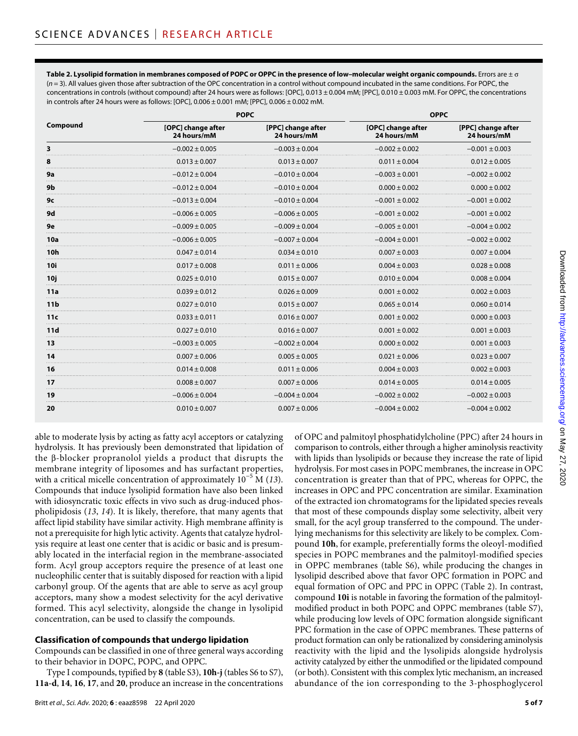**Table 2. Lysolipid formation in membranes composed of POPC or OPPC in the presence of low–molecular weight organic compounds.** Errors are ± σ ($n = 3$). All values given those after subtraction of the OPC concentration in a control without compound incubated in the same conditions. For POPC, the concentrations in controls (without compound) after 24 hours were as follows: [OPC], 0.013 ± 0.004 mM; [PPC], 0.010 ± 0.003 mM. For OPPC, the concentrations in controls after 24 hours were as follows: [OPC], 0.006 ± 0.001 mM; [PPC], 0.006 ± 0.002 mM.

| Compound | POPC | | OPPC | |
|---|---|---|---|---|
| | [OPC] change after 24 hours/mM | [PPC] change after 24 hours/mM | [OPC] change after 24 hours/mM | [PPC] change after 24 hours/mM |
| **3** | −0.002 ± 0.005 | −0.003 ± 0.004 | −0.002 ± 0.002 | −0.001 ± 0.003 |
| **8** | 0.013 ± 0.007 | 0.013 ± 0.007 | 0.011 ± 0.004 | 0.012 ± 0.005 |
| **9a** | −0.012 ± 0.004 | −0.010 ± 0.004 | −0.003 ± 0.001 | −0.002 ± 0.002 |
| **9b** | −0.012 ± 0.004 | −0.010 ± 0.004 | 0.000 ± 0.002 | 0.000 ± 0.002 |
| **9c** | −0.013 ± 0.004 | −0.010 ± 0.004 | −0.001 ± 0.002 | −0.001 ± 0.002 |
| **9d** | −0.006 ± 0.005 | −0.006 ± 0.005 | −0.001 ± 0.002 | −0.001 ± 0.002 |
| **9e** | −0.009 ± 0.005 | −0.009 ± 0.004 | −0.005 ± 0.001 | −0.004 ± 0.002 |
| **10a** | −0.006 ± 0.005 | −0.007 ± 0.004 | −0.004 ± 0.001 | −0.002 ± 0.002 |
| **10h** | 0.047 ± 0.014 | 0.034 ± 0.010 | 0.007 ± 0.003 | 0.007 ± 0.004 |
| **10i** | 0.017 ± 0.008 | 0.011 ± 0.006 | 0.004 ± 0.003 | 0.028 ± 0.008 |
| **10j** | 0.025 ± 0.010 | 0.015 ± 0.007 | 0.010 ± 0.004 | 0.008 ± 0.004 |
| **11a** | 0.039 ± 0.012 | 0.026 ± 0.009 | 0.001 ± 0.002 | 0.002 ± 0.003 |
| **11b** | 0.027 ± 0.010 | 0.015 ± 0.007 | 0.065 ± 0.014 | 0.060 ± 0.014 |
| **11c** | 0.033 ± 0.011 | 0.016 ± 0.007 | 0.001 ± 0.002 | 0.000 ± 0.003 |
| **11d** | 0.027 ± 0.010 | 0.016 ± 0.007 | 0.001 ± 0.002 | 0.001 ± 0.003 |
| **13** | −0.003 ± 0.005 | −0.002 ± 0.004 | 0.000 ± 0.002 | 0.001 ± 0.003 |
| **14** | 0.007 ± 0.006 | 0.005 ± 0.005 | 0.021 ± 0.006 | 0.023 ± 0.007 |
| **16** | 0.014 ± 0.008 | 0.011 ± 0.006 | 0.004 ± 0.003 | 0.002 ± 0.003 |
| **17** | 0.008 ± 0.007 | 0.007 ± 0.006 | 0.014 ± 0.005 | 0.014 ± 0.005 |
| **19** | −0.006 ± 0.004 | −0.004 ± 0.004 | −0.002 ± 0.002 | −0.002 ± 0.003 |
| **20** | 0.010 ± 0.007 | 0.007 ± 0.006 | −0.004 ± 0.002 | −0.004 ± 0.002 |

able to moderate lysis by acting as fatty acyl acceptors or catalyzing hydrolysis. It has previously been demonstrated that lipidation of the β-blocker propranolol yields a product that disrupts the membrane integrity of liposomes and has surfactant properties, with a critical micelle concentration of approximately $10^{-5}$ M (*13*). Compounds that induce lysolipid formation have also been linked with idiosyncratic toxic effects in vivo such as drug-induced phospholipidosis (*13*, *14*). It is likely, therefore, that many agents that affect lipid stability have similar activity. High membrane affinity is not a prerequisite for high lytic activity. Agents that catalyze hydrolysis require at least one center that is acidic or basic and is presumably located in the interfacial region in the membrane-associated form. Acyl group acceptors require the presence of at least one nucleophilic center that is suitably disposed for reaction with a lipid carbonyl group. Of the agents that are able to serve as acyl group acceptors, many show a modest selectivity for the acyl derivative formed. This acyl selectivity, alongside the change in lysolipid concentration, can be used to classify the compounds.

## Classification of compounds that undergo lipidation

Compounds can be classified in one of three general ways according to their behavior in DOPC, POPC, and OPPC.

Type I compounds, typified by **8** (table S3), **10h-j** (tables S6 to S7), **11a-d**, **14**, **16**, **17**, and **20**, produce an increase in the concentrations of OPC and palmitoyl phosphatidylcholine (PPC) after 24 hours in comparison to controls, either through a higher aminolysis reactivity with lipids than lysolipids or because they increase the rate of lipid hydrolysis. For most cases in POPC membranes, the increase in OPC concentration is greater than that of PPC, whereas for OPPC, the increases in OPC and PPC concentration are similar. Examination of the extracted ion chromatograms for the lipidated species reveals that most of these compounds display some selectivity, albeit very small, for the acyl group transferred to the compound. The underlying mechanisms for this selectivity are likely to be complex. Compound **10h**, for example, preferentially forms the oleoyl-modified species in POPC membranes and the palmitoyl-modified species in OPPC membranes (table S6), while producing the changes in lysolipid described above that favor OPC formation in POPC and equal formation of OPC and PPC in OPPC (Table 2). In contrast, compound **10i** is notable in favoring the formation of the palmitoyl-modified product in both POPC and OPPC membranes (table S7), while producing low levels of OPC formation alongside significant PPC formation in the case of OPPC membranes. These patterns of product formation can only be rationalized by considering aminolysis reactivity with the lipid and the lysolipids alongside hydrolysis activity catalyzed by either the unmodified or the lipidated compound (or both). Consistent with this complex lytic mechanism, an increased abundance of the ion corresponding to the 3-phosphoglycerol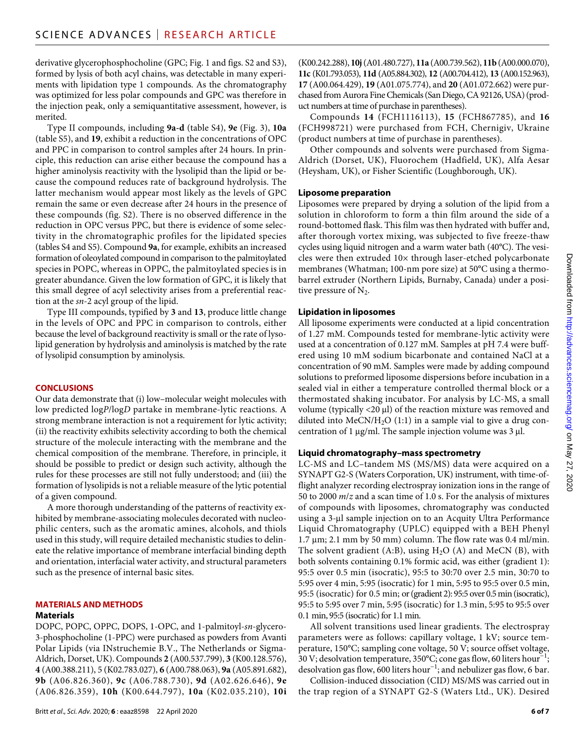derivative glycerophosphocholine (GPC; Fig. 1 and figs. S2 and S3), formed by lysis of both acyl chains, was detectable in many experiments with lipidation type 1 compounds. As the chromatography was optimized for less polar compounds and GPC was therefore in the injection peak, only a semiquantitative assessment, however, is merited.

Type II compounds, including **9a**-**d** (table S4), **9e** (Fig. 3), **10a** (table S5), and **19**, exhibit a reduction in the concentrations of OPC and PPC in comparison to control samples after 24 hours. In principle, this reduction can arise either because the compound has a higher aminolysis reactivity with the lysolipid than the lipid or because the compound reduces rate of background hydrolysis. The latter mechanism would appear most likely as the levels of GPC remain the same or even decrease after 24 hours in the presence of these compounds (fig. S2). There is no observed difference in the reduction in OPC versus PPC, but there is evidence of some selectivity in the chromatographic profiles for the lipidated species (tables S4 and S5). Compound **9a**, for example, exhibits an increased formation of oleoylated compound in comparison to the palmitoylated species in POPC, whereas in OPPC, the palmitoylated species is in greater abundance. Given the low formation of GPC, it is likely that this small degree of acyl selectivity arises from a preferential reaction at the *sn*-2 acyl group of the lipid.

Type III compounds, typified by **3** and **13**, produce little change in the levels of OPC and PPC in comparison to controls, either because the level of background reactivity is small or the rate of lysolipid generation by hydrolysis and aminolysis is matched by the rate of lysolipid consumption by aminolysis.

## CONCLUSIONS

Our data demonstrate that (i) low–molecular weight molecules with low predicted log*P*/log*D* partake in membrane-lytic reactions. A strong membrane interaction is not a requirement for lytic activity; (ii) the reactivity exhibits selectivity according to both the chemical structure of the molecule interacting with the membrane and the chemical composition of the membrane. Therefore, in principle, it should be possible to predict or design such activity, although the rules for these processes are still not fully understood; and (iii) the formation of lysolipids is not a reliable measure of the lytic potential of a given compound.

A more thorough understanding of the patterns of reactivity exhibited by membrane-associating molecules decorated with nucleophilic centers, such as the aromatic amines, alcohols, and thiols used in this study, will require detailed mechanistic studies to delineate the relative importance of membrane interfacial binding depth and orientation, interfacial water activity, and structural parameters such as the presence of internal basic sites.

## MATERIALS AND METHODS

### Materials

DOPC, POPC, OPPC, DOPS, 1-OPC, and 1-palmitoyl-*sn*-glycero-3-phosphocholine (1-PPC) were purchased as powders from Avanti Polar Lipids (via INstruchemie B.V., The Netherlands or Sigma-Aldrich, Dorset, UK). Compounds **2** (A00.537.799), **3** (K00.128.576), **4** (A00.388.211), 5 (K02.783.027), **6** (A00.788.063), **9a** (A05.891.682), **9b** (A06.826.360), **9c** (A06.788.730), **9d** (A02.626.646), **9e** (A06.826.359), **10h** (K00.644.797), **10a** (K02.035.210), **10i** (K00.242.288), **10j** (A01.480.727), **11a** (A00.739.562), **11b** (A00.000.070), **11c** (K01.793.053), **11d** (A05.884.302), **12** (A00.704.412), **13** (A00.152.963), **17** (A00.064.429), **19** (A01.075.774), and **20** (A01.072.662) were purchased from Aurora Fine Chemicals (San Diego, CA 92126, USA) (product numbers at time of purchase in parentheses).

Compounds **14** (FCH1116113), **15** (FCH867785), and **16** (FCH998721) were purchased from FCH, Chernigiv, Ukraine (product numbers at time of purchase in parentheses).

Other compounds and solvents were purchased from Sigma-Aldrich (Dorset, UK), Fluorochem (Hadfield, UK), Alfa Aesar (Heysham, UK), or Fisher Scientific (Loughborough, UK).

### Liposome preparation

Liposomes were prepared by drying a solution of the lipid from a solution in chloroform to form a thin film around the side of a round-bottomed flask. This film was then hydrated with buffer and, after thorough vortex mixing, was subjected to five freeze-thaw cycles using liquid nitrogen and a warm water bath (40°C). The vesicles were then extruded 10× through laser-etched polycarbonate membranes (Whatman; 100-nm pore size) at 50°C using a thermobarrel extruder (Northern Lipids, Burnaby, Canada) under a positive pressure of $N_2$.

### Lipidation in liposomes

All liposome experiments were conducted at a lipid concentration of 1.27 mM. Compounds tested for membrane-lytic activity were used at a concentration of 0.127 mM. Samples at pH 7.4 were buffered using 10 mM sodium bicarbonate and contained NaCl at a concentration of 90 mM. Samples were made by adding compound solutions to preformed liposome dispersions before incubation in a sealed vial in either a temperature controlled thermal block or a thermostated shaking incubator. For analysis by LC-MS, a small volume (typically <20 μl) of the reaction mixture was removed and diluted into $MeCN/H_2O$ (1:1) in a sample vial to give a drug concentration of 1 μg/ml. The sample injection volume was 3 μl.

### Liquid chromatography–mass spectrometry

LC-MS and LC–tandem MS (MS/MS) data were acquired on a SYNAPT G2-S (Waters Corporation, UK) instrument, with time-of-flight analyzer recording electrospray ionization ions in the range of 50 to 2000 *m*/*z* and a scan time of 1.0 s. For the analysis of mixtures of compounds with liposomes, chromatography was conducted using a 3-μl sample injection on to an Acquity Ultra Performance Liquid Chromatography (UPLC) equipped with a BEH Phenyl 1.7 μm; 2.1 mm by 50 mm) column. The flow rate was 0.4 ml/min. The solvent gradient (A:B), using $H_2O$ (A) and MeCN (B), with both solvents containing 0.1% formic acid, was either (gradient 1): 95:5 over 0.5 min (isocratic), 95:5 to 30:70 over 2.5 min, 30:70 to 5:95 over 4 min, 5:95 (isocratic) for 1 min, 5:95 to 95:5 over 0.5 min, 95:5 (isocratic) for 0.5 min; or (gradient 2): 95:5 over 0.5 min (isocratic), 95:5 to 5:95 over 7 min, 5:95 (isocratic) for 1.3 min, 5:95 to 95:5 over 0.1 min, 95:5 (isocratic) for 1.1 min.

All solvent transitions used linear gradients. The electrospray parameters were as follows: capillary voltage, 1 kV; source temperature, 150°C; sampling cone voltage, 50 V; source offset voltage, 30 V; desolvation temperature, 350°C; cone gas flow, 60 liters hour$^{-1}$; desolvation gas flow, 600 liters hour$^{-1}$; and nebulizer gas flow, 6 bar.

Collision-induced dissociation (CID) MS/MS was carried out in the trap region of a SYNAPT G2-S (Waters Ltd., UK). Desired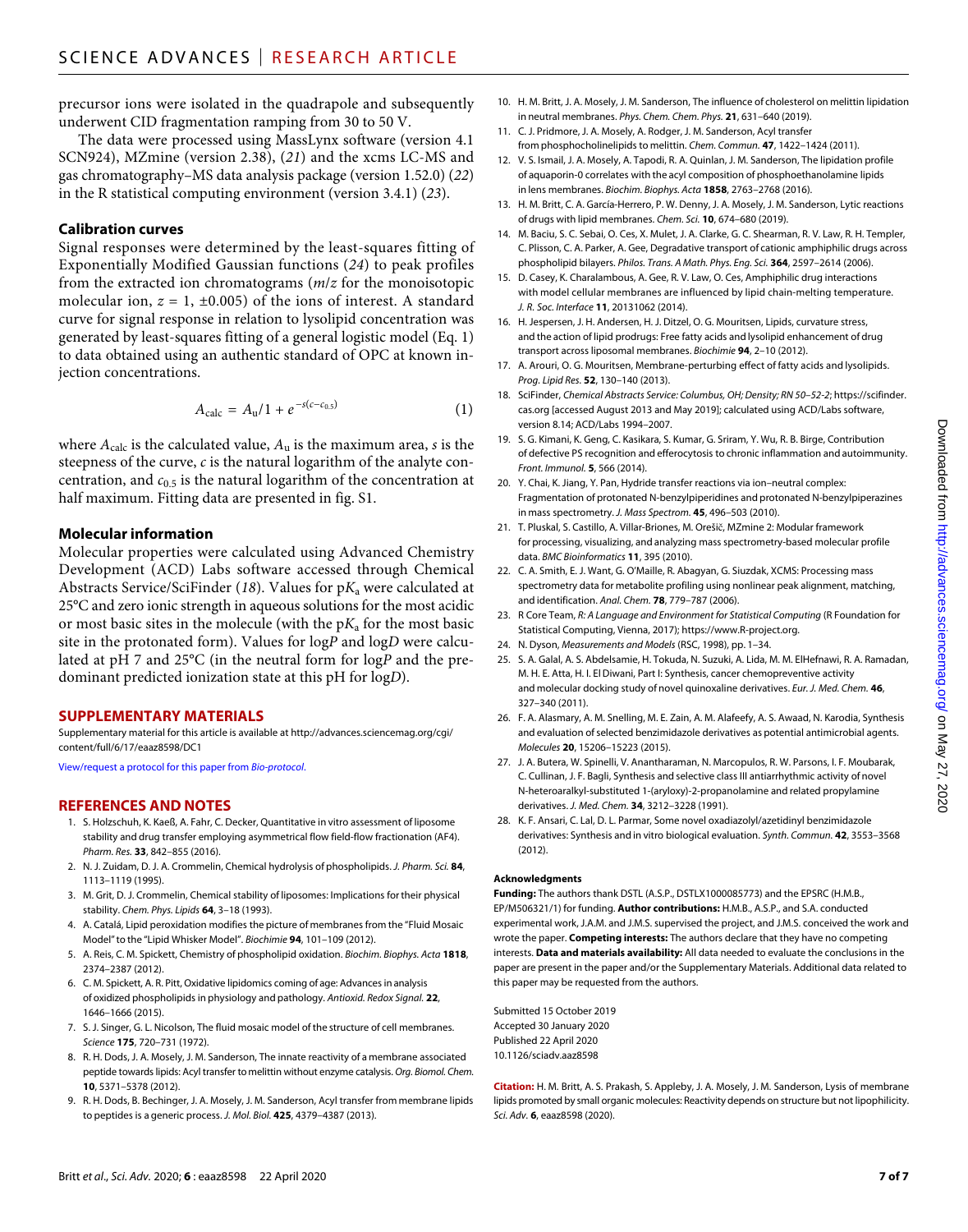precursor ions were isolated in the quadrapole and subsequently underwent CID fragmentation ramping from 30 to 50 V.

The data were processed using MassLynx software (version 4.1 SCN924), MZmine (version 2.38), (*21*) and the xcms LC-MS and gas chromatography–MS data analysis package (version 1.52.0) (*22*) in the R statistical computing environment (version 3.4.1) (*23*).

### Calibration curves

Signal responses were determined by the least-squares fitting of Exponentially Modified Gaussian functions (*24*) to peak profiles from the extracted ion chromatograms ($m/z$ for the monoisotopic molecular ion, $z = 1$, ±0.005) of the ions of interest. A standard curve for signal response in relation to lysolipid concentration was generated by least-squares fitting of a general logistic model (Eq. 1) to data obtained using an authentic standard of OPC at known injection concentrations.

$$A_{\mathrm{calc}} = A_{\mathrm{u}}/1 + e^{-s(c-c_{0.5})} \tag{1}$$

where $A_{\mathrm{calc}}$ is the calculated value, $A_{\mathrm{u}}$ is the maximum area, $s$ is the steepness of the curve, $c$ is the natural logarithm of the analyte concentration, and $c_{0.5}$ is the natural logarithm of the concentration at half maximum. Fitting data are presented in fig. S1.

### Molecular information

Molecular properties were calculated using Advanced Chemistry Development (ACD) Labs software accessed through Chemical Abstracts Service/SciFinder (*18*). Values for p$K_a$ were calculated at 25°C and zero ionic strength in aqueous solutions for the most acidic or most basic sites in the molecule (with the p$K_a$ for the most basic site in the protonated form). Values for log*P* and log*D* were calculated at pH 7 and 25°C (in the neutral form for log*P* and the predominant predicted ionization state at this pH for log*D*).

## SUPPLEMENTARY MATERIALS

Supplementary material for this article is available at http://advances.sciencemag.org/cgi/content/full/6/17/eaaz8598/DC1

View/request a protocol for this paper from *Bio-protocol*.

## REFERENCES AND NOTES

1. S. Holzschuh, K. Kaeß, A. Fahr, C. Decker, Quantitative in vitro assessment of liposome stability and drug transfer employing asymmetrical flow field-flow fractionation (AF4). *Pharm. Res.* **33**, 842–855 (2016).
2. N. J. Zuidam, D. J. A. Crommelin, Chemical hydrolysis of phospholipids. *J. Pharm. Sci.* **84**, 1113–1119 (1995).
3. M. Grit, D. J. Crommelin, Chemical stability of liposomes: Implications for their physical stability. *Chem. Phys. Lipids* **64**, 3–18 (1993).
4. A. Catalá, Lipid peroxidation modifies the picture of membranes from the "Fluid Mosaic Model" to the "Lipid Whisker Model". *Biochimie* **94**, 101–109 (2012).
5. A. Reis, C. M. Spickett, Chemistry of phospholipid oxidation. *Biochim. Biophys. Acta* **1818**, 2374–2387 (2012).
6. C. M. Spickett, A. R. Pitt, Oxidative lipidomics coming of age: Advances in analysis of oxidized phospholipids in physiology and pathology. *Antioxid. Redox Signal.* **22**, 1646–1666 (2015).
7. S. J. Singer, G. L. Nicolson, The fluid mosaic model of the structure of cell membranes. *Science* **175**, 720–731 (1972).
8. R. H. Dods, J. A. Mosely, J. M. Sanderson, The innate reactivity of a membrane associated peptide towards lipids: Acyl transfer to melittin without enzyme catalysis. *Org. Biomol. Chem.* **10**, 5371–5378 (2012).
9. R. H. Dods, B. Bechinger, J. A. Mosely, J. M. Sanderson, Acyl transfer from membrane lipids to peptides is a generic process. *J. Mol. Biol.* **425**, 4379–4387 (2013).
10. H. M. Britt, J. A. Mosely, J. M. Sanderson, The influence of cholesterol on melittin lipidation in neutral membranes. *Phys. Chem. Chem. Phys.* **21**, 631–640 (2019).
11. C. J. Pridmore, J. A. Mosely, A. Rodger, J. M. Sanderson, Acyl transfer from phosphocholinelipids to melittin. *Chem. Commun.* **47**, 1422–1424 (2011).
12. V. S. Ismail, J. A. Mosely, A. Tapodi, R. A. Quinlan, J. M. Sanderson, The lipidation profile of aquaporin-0 correlates with the acyl composition of phosphoethanolamine lipids in lens membranes. *Biochim. Biophys. Acta* **1858**, 2763–2768 (2016).
13. H. M. Britt, C. A. García-Herrero, P. W. Denny, J. A. Mosely, J. M. Sanderson, Lytic reactions of drugs with lipid membranes. *Chem. Sci.* **10**, 674–680 (2019).
14. M. Baciu, S. C. Sebai, O. Ces, X. Mulet, J. A. Clarke, G. C. Shearman, R. V. Law, R. H. Templer, C. Plisson, C. A. Parker, A. Gee, Degradative transport of cationic amphiphilic drugs across phospholipid bilayers. *Philos. Trans. A Math. Phys. Eng. Sci.* **364**, 2597–2614 (2006).
15. D. Casey, K. Charalambous, A. Gee, R. V. Law, O. Ces, Amphiphilic drug interactions with model cellular membranes are influenced by lipid chain-melting temperature. *J. R. Soc. Interface* **11**, 20131062 (2014).
16. H. Jespersen, J. H. Andersen, H. J. Ditzel, O. G. Mouritsen, Lipids, curvature stress, and the action of lipid prodrugs: Free fatty acids and lysolipid enhancement of drug transport across liposomal membranes. *Biochimie* **94**, 2–10 (2012).
17. A. Arouri, O. G. Mouritsen, Membrane-perturbing effect of fatty acids and lysolipids. *Prog. Lipid Res.* **52**, 130–140 (2013).
18. SciFinder, *Chemical Abstracts Service: Columbus, OH; Density; RN 50–52-2*; https://scifinder.cas.org [accessed August 2013 and May 2019]; calculated using ACD/Labs software, version 8.14; ACD/Labs 1994–2007.
19. S. G. Kimani, K. Geng, C. Kasikara, S. Kumar, G. Sriram, Y. Wu, R. B. Birge, Contribution of defective PS recognition and efferocytosis to chronic inflammation and autoimmunity. *Front. Immunol.* **5**, 566 (2014).
20. Y. Chai, K. Jiang, Y. Pan, Hydride transfer reactions via ion–neutral complex: Fragmentation of protonated N-benzylpiperidines and protonated N-benzylpiperazines in mass spectrometry. *J. Mass Spectrom.* **45**, 496–503 (2010).
21. T. Pluskal, S. Castillo, A. Villar-Briones, M. Orešič, MZmine 2: Modular framework for processing, visualizing, and analyzing mass spectrometry-based molecular profile data. *BMC Bioinformatics* **11**, 395 (2010).
22. C. A. Smith, E. J. Want, G. O'Maille, R. Abagyan, G. Siuzdak, XCMS: Processing mass spectrometry data for metabolite profiling using nonlinear peak alignment, matching, and identification. *Anal. Chem.* **78**, 779–787 (2006).
23. R Core Team, *R: A Language and Environment for Statistical Computing* (R Foundation for Statistical Computing, Vienna, 2017); https://www.R-project.org.
24. N. Dyson, *Measurements and Models* (RSC, 1998), pp. 1–34.
25. S. A. Galal, A. S. Abdelsamie, H. Tokuda, N. Suzuki, A. Lida, M. M. ElHefnawi, R. A. Ramadan, M. H. E. Atta, H. I. El Diwani, Part I: Synthesis, cancer chemopreventive activity and molecular docking study of novel quinoxaline derivatives. *Eur. J. Med. Chem.* **46**, 327–340 (2011).
26. F. A. Alasmary, A. M. Snelling, M. E. Zain, A. M. Alafeefy, A. S. Awaad, N. Karodia, Synthesis and evaluation of selected benzimidazole derivatives as potential antimicrobial agents. *Molecules* **20**, 15206–15223 (2015).
27. J. A. Butera, W. Spinelli, V. Anantharaman, N. Marcopulos, R. W. Parsons, I. F. Moubarak, C. Cullinan, J. F. Bagli, Synthesis and selective class III antiarrhythmic activity of novel N-heteroaralkyl-substituted 1-(aryloxy)-2-propanolamine and related propylamine derivatives. *J. Med. Chem.* **34**, 3212–3228 (1991).
28. K. F. Ansari, C. Lal, D. L. Parmar, Some novel oxadiazolyl/azetidinyl benzimidazole derivatives: Synthesis and in vitro biological evaluation. *Synth. Commun.* **42**, 3553–3568 (2012).

**Acknowledgments**

**Funding:** The authors thank DSTL (A.S.P., DSTLX1000085773) and the EPSRC (H.M.B., EP/M506321/1) for funding. **Author contributions:** H.M.B., A.S.P., and S.A. conducted experimental work, J.A.M. and J.M.S. supervised the project, and J.M.S. conceived the work and wrote the paper. **Competing interests:** The authors declare that they have no competing interests. **Data and materials availability:** All data needed to evaluate the conclusions in the paper are present in the paper and/or the Supplementary Materials. Additional data related to this paper may be requested from the authors.

Submitted 15 October 2019
Accepted 30 January 2020
Published 22 April 2020
10.1126/sciadv.aaz8598

**Citation:** H. M. Britt, A. S. Prakash, S. Appleby, J. A. Mosely, J. M. Sanderson, Lysis of membrane lipids promoted by small organic molecules: Reactivity depends on structure but not lipophilicity. *Sci. Adv.* **6**, eaaz8598 (2020).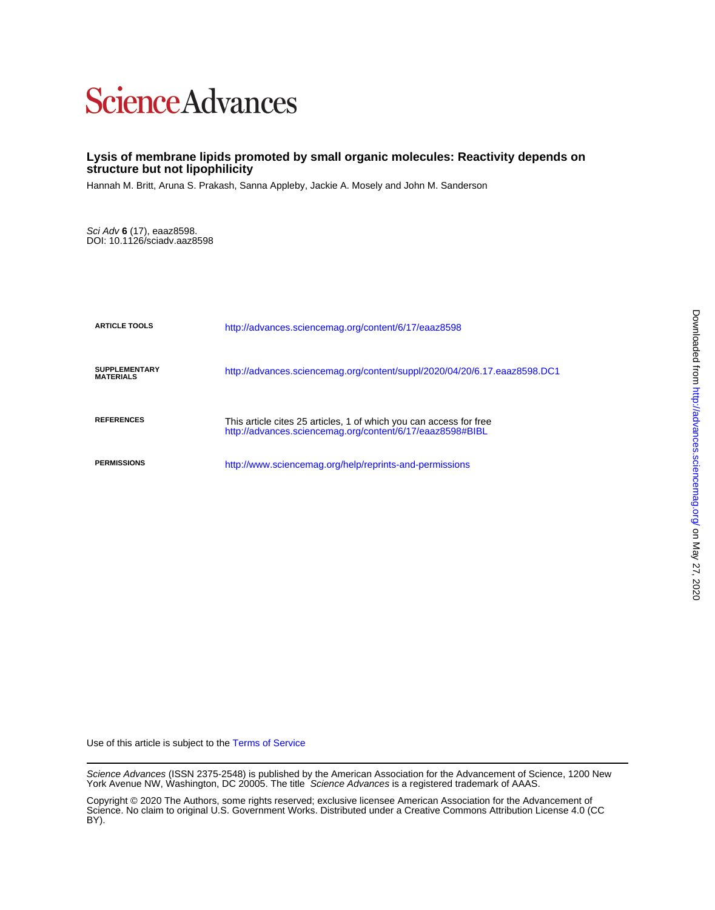# Science Advances

## Lysis of membrane lipids promoted by small organic molecules: Reactivity depends on structure but not lipophilicity

Hannah M. Britt, Aruna S. Prakash, Sanna Appleby, Jackie A. Mosely and John M. Sanderson

*Sci Adv* **6** (17), eaaz8598.
DOI: 10.1126/sciadv.aaz8598

| | |
|---|---|
| **ARTICLE TOOLS** | http://advances.sciencemag.org/content/6/17/eaaz8598 |
| **SUPPLEMENTARY MATERIALS** | http://advances.sciencemag.org/content/suppl/2020/04/20/6.17.eaaz8598.DC1 |
| **REFERENCES** | This article cites 25 articles, 1 of which you can access for free http://advances.sciencemag.org/content/6/17/eaaz8598#BIBL |
| **PERMISSIONS** | http://www.sciencemag.org/help/reprints-and-permissions |

Downloaded from http://advances.sciencemag.org/ on May 27, 2020

Use of this article is subject to the Terms of Service

*Science Advances* (ISSN 2375-2548) is published by the American Association for the Advancement of Science, 1200 New York Avenue NW, Washington, DC 20005. The title *Science Advances* is a registered trademark of AAAS.

Copyright © 2020 The Authors, some rights reserved; exclusive licensee American Association for the Advancement of Science. No claim to original U.S. Government Works. Distributed under a Creative Commons Attribution License 4.0 (CC BY).